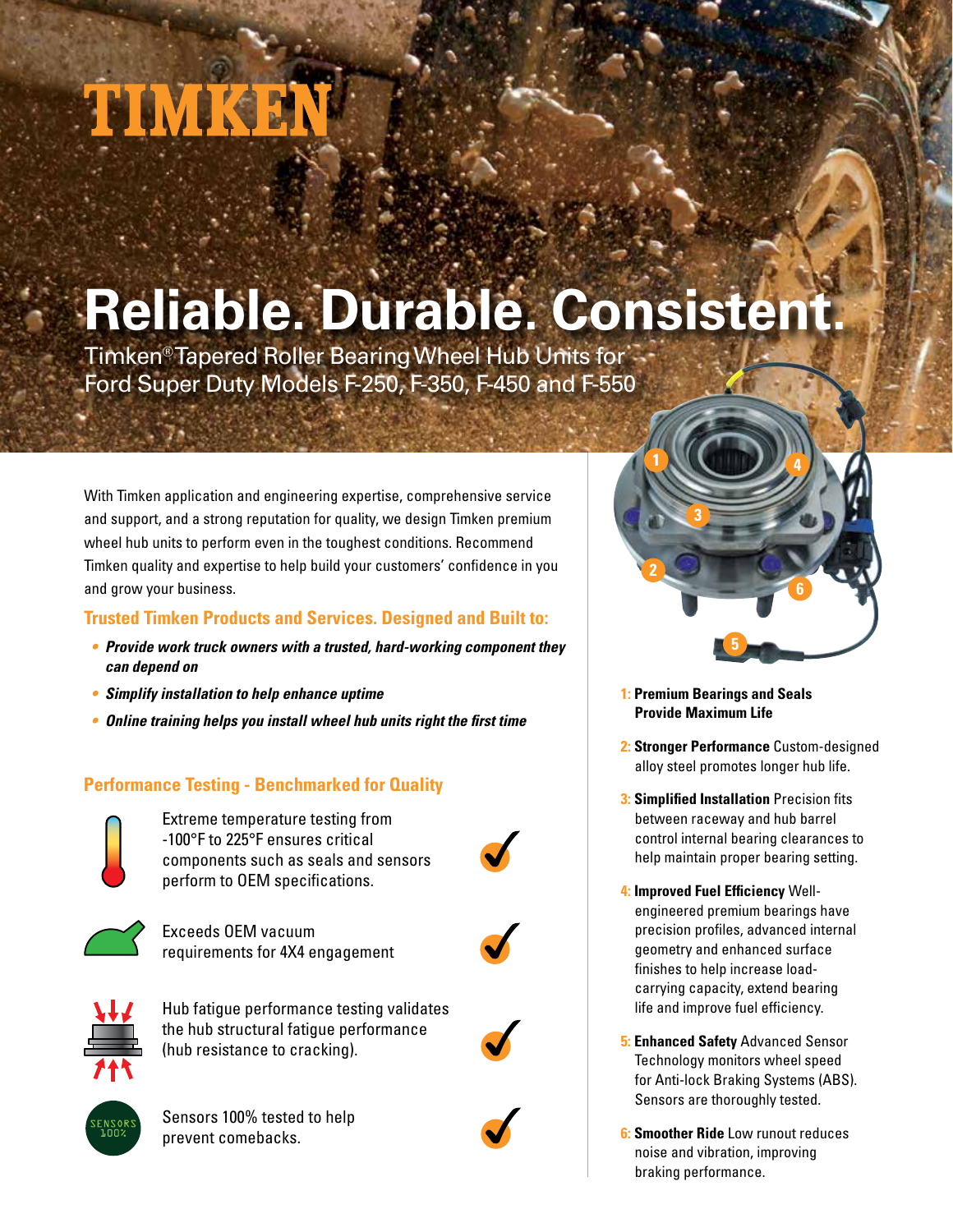# TIMKEN

# Reliable. Durable. Consistent.

Timken® Tapered Roller Bearing Wheel Hub Units for Ford Super Duty Models F-250, F-350, F-450 and F-550

With Timken application and engineering expertise, comprehensive service and support, and a strong reputation for quality, we design Timken premium wheel hub units to perform even in the toughest conditions. Recommend Timken quality and expertise to help build your customers' confidence in you and grow your business.

## Trusted Timken Products and Services. Designed and Built to:

- ***Provide work truck owners with a trusted, hard-working component they can depend on***
- ***Simplify installation to help enhance uptime***
- ***Online training helps you install wheel hub units right the first time***

## Performance Testing - Benchmarked for Quality

- Extreme temperature testing from -100°F to 225°F ensures critical components such as seals and sensors perform to OEM specifications. ✔
- Exceeds OEM vacuum requirements for 4X4 engagement ✔
- Hub fatigue performance testing validates the hub structural fatigue performance (hub resistance to cracking). ✔
- SENSORS 100% — Sensors 100% tested to help prevent comebacks. ✔

1: **Premium Bearings and Seals Provide Maximum Life**

2: **Stronger Performance** Custom-designed alloy steel promotes longer hub life.

3: **Simplified Installation** Precision fits between raceway and hub barrel control internal bearing clearances to help maintain proper bearing setting.

4: **Improved Fuel Efficiency** Well-engineered premium bearings have precision profiles, advanced internal geometry and enhanced surface finishes to help increase load-carrying capacity, extend bearing life and improve fuel efficiency.

5: **Enhanced Safety** Advanced Sensor Technology monitors wheel speed for Anti-lock Braking Systems (ABS). Sensors are thoroughly tested.

6: **Smoother Ride** Low runout reduces noise and vibration, improving braking performance.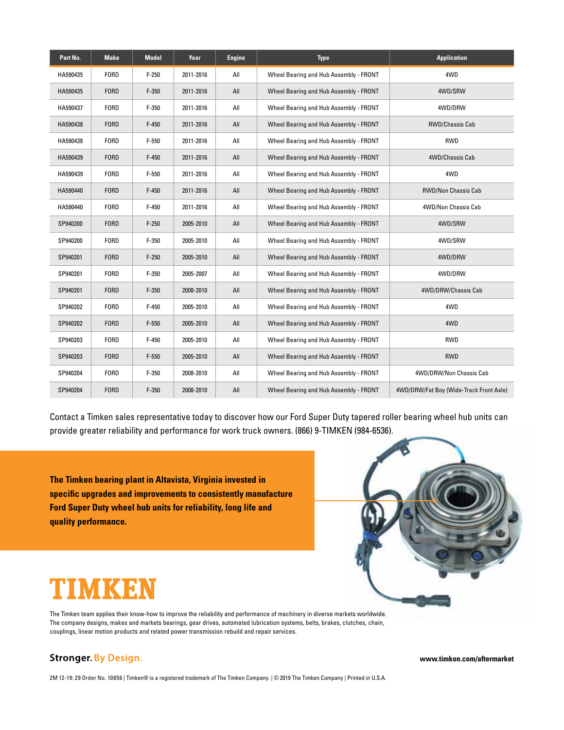| Part No. | Make | Model | Year | Engine | Type | Application |
|---|---|---|---|---|---|---|
| HA590435 | FORD | F-250 | 2011-2016 | All | Wheel Bearing and Hub Assembly - FRONT | 4WD |
| HA590435 | FORD | F-350 | 2011-2016 | All | Wheel Bearing and Hub Assembly - FRONT | 4WD/SRW |
| HA590437 | FORD | F-350 | 2011-2016 | All | Wheel Bearing and Hub Assembly - FRONT | 4WD/DRW |
| HA590438 | FORD | F-450 | 2011-2016 | All | Wheel Bearing and Hub Assembly - FRONT | RWD/Chassis Cab |
| HA590438 | FORD | F-550 | 2011-2016 | All | Wheel Bearing and Hub Assembly - FRONT | RWD |
| HA590439 | FORD | F-450 | 2011-2016 | All | Wheel Bearing and Hub Assembly - FRONT | 4WD/Chassis Cab |
| HA590439 | FORD | F-550 | 2011-2016 | All | Wheel Bearing and Hub Assembly - FRONT | 4WD |
| HA590440 | FORD | F-450 | 2011-2016 | All | Wheel Bearing and Hub Assembly - FRONT | RWD/Non Chassis Cab |
| HA590440 | FORD | F-450 | 2011-2016 | All | Wheel Bearing and Hub Assembly - FRONT | 4WD/Non Chassis Cab |
| SP940200 | FORD | F-250 | 2005-2010 | All | Wheel Bearing and Hub Assembly - FRONT | 4WD/SRW |
| SP940200 | FORD | F-350 | 2005-2010 | All | Wheel Bearing and Hub Assembly - FRONT | 4WD/SRW |
| SP940201 | FORD | F-250 | 2005-2010 | All | Wheel Bearing and Hub Assembly - FRONT | 4WD/DRW |
| SP940201 | FORD | F-350 | 2005-2007 | All | Wheel Bearing and Hub Assembly - FRONT | 4WD/DRW |
| SP940201 | FORD | F-350 | 2008-2010 | All | Wheel Bearing and Hub Assembly - FRONT | 4WD/DRW/Chassis Cab |
| SP940202 | FORD | F-450 | 2005-2010 | All | Wheel Bearing and Hub Assembly - FRONT | 4WD |
| SP940202 | FORD | F-550 | 2005-2010 | All | Wheel Bearing and Hub Assembly - FRONT | 4WD |
| SP940203 | FORD | F-450 | 2005-2010 | All | Wheel Bearing and Hub Assembly - FRONT | RWD |
| SP940203 | FORD | F-550 | 2005-2010 | All | Wheel Bearing and Hub Assembly - FRONT | RWD |
| SP940204 | FORD | F-350 | 2008-2010 | All | Wheel Bearing and Hub Assembly - FRONT | 4WD/DRW/Non Chassis Cab |
| SP940204 | FORD | F-350 | 2008-2010 | All | Wheel Bearing and Hub Assembly - FRONT | 4WD/DRW/Fat Boy (Wide-Track Front Axle) |

Contact a Timken sales representative today to discover how our Ford Super Duty tapered roller bearing wheel hub units can provide greater reliability and performance for work truck owners. (866) 9-TIMKEN (984-6536).

**The Timken bearing plant in Altavista, Virginia invested in specific upgrades and improvements to consistently manufacture Ford Super Duty wheel hub units for reliability, long life and quality performance.**

# TIMKEN

The Timken team applies their know-how to improve the reliability and performance of machinery in diverse markets worldwide. The company designs, makes and markets bearings, gear drives, automated lubrication systems, belts, brakes, clutches, chain, couplings, linear motion products and related power transmission rebuild and repair services.

**Stronger. By Design.**

**www.timken.com/aftermarket**

2M 12-19: 29 Order No. 10856 | Timken® is a registered trademark of The Timken Company. | © 2019 The Timken Company | Printed in U.S.A.